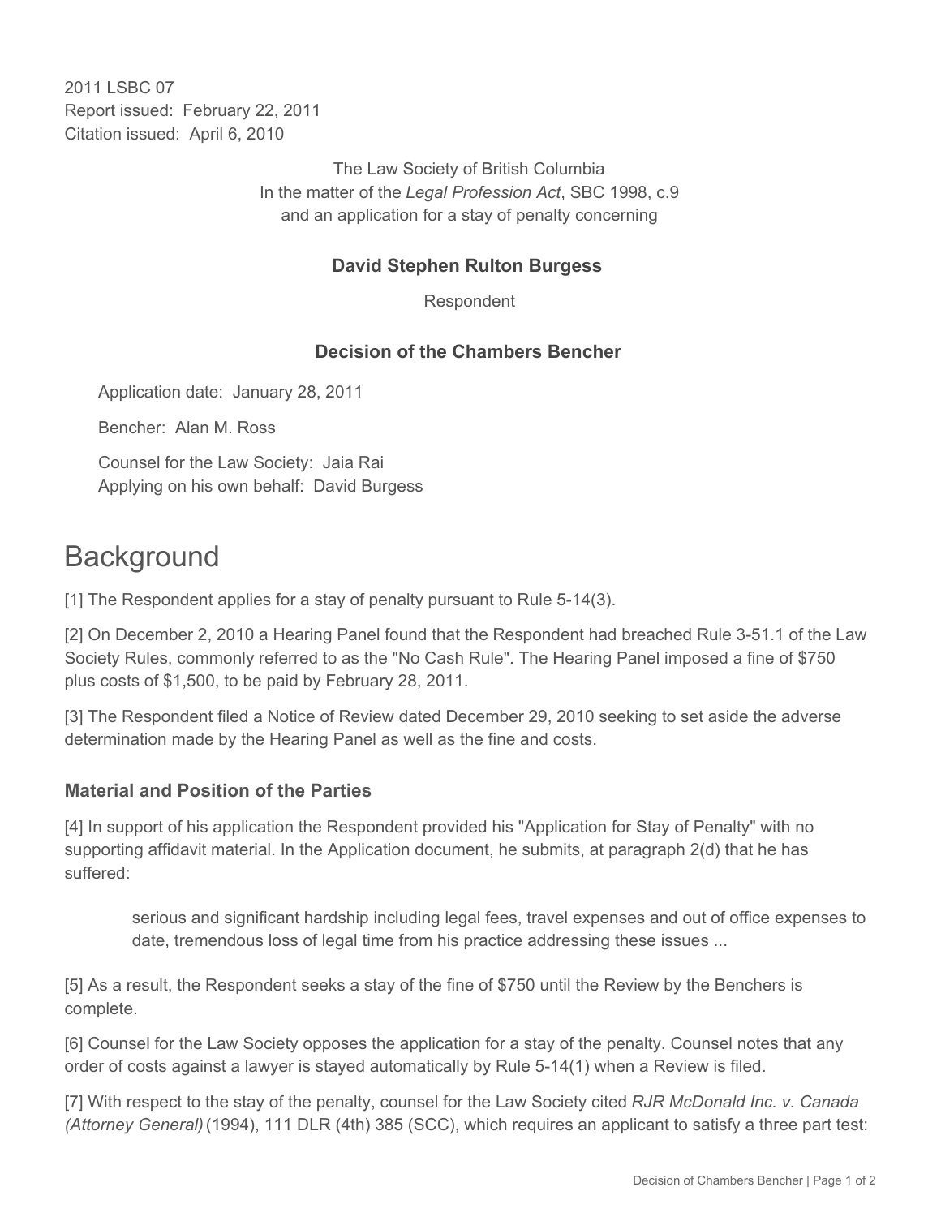2011 LSBC 07
Report issued: February 22, 2011
Citation issued: April 6, 2010

The Law Society of British Columbia
In the matter of the *Legal Profession Act*, SBC 1998, c.9
and an application for a stay of penalty concerning

**David Stephen Rulton Burgess**

Respondent

**Decision of the Chambers Bencher**

Application date: January 28, 2011

Bencher: Alan M. Ross

Counsel for the Law Society: Jaia Rai
Applying on his own behalf: David Burgess

# Background

[1] The Respondent applies for a stay of penalty pursuant to Rule 5-14(3).

[2] On December 2, 2010 a Hearing Panel found that the Respondent had breached Rule 3-51.1 of the Law Society Rules, commonly referred to as the "No Cash Rule". The Hearing Panel imposed a fine of $750 plus costs of $1,500, to be paid by February 28, 2011.

[3] The Respondent filed a Notice of Review dated December 29, 2010 seeking to set aside the adverse determination made by the Hearing Panel as well as the fine and costs.

### Material and Position of the Parties

[4] In support of his application the Respondent provided his "Application for Stay of Penalty" with no supporting affidavit material. In the Application document, he submits, at paragraph 2(d) that he has suffered:

> serious and significant hardship including legal fees, travel expenses and out of office expenses to date, tremendous loss of legal time from his practice addressing these issues ...

[5] As a result, the Respondent seeks a stay of the fine of $750 until the Review by the Benchers is complete.

[6] Counsel for the Law Society opposes the application for a stay of the penalty. Counsel notes that any order of costs against a lawyer is stayed automatically by Rule 5-14(1) when a Review is filed.

[7] With respect to the stay of the penalty, counsel for the Law Society cited *RJR McDonald Inc. v. Canada (Attorney General)* (1994), 111 DLR (4th) 385 (SCC), which requires an applicant to satisfy a three part test: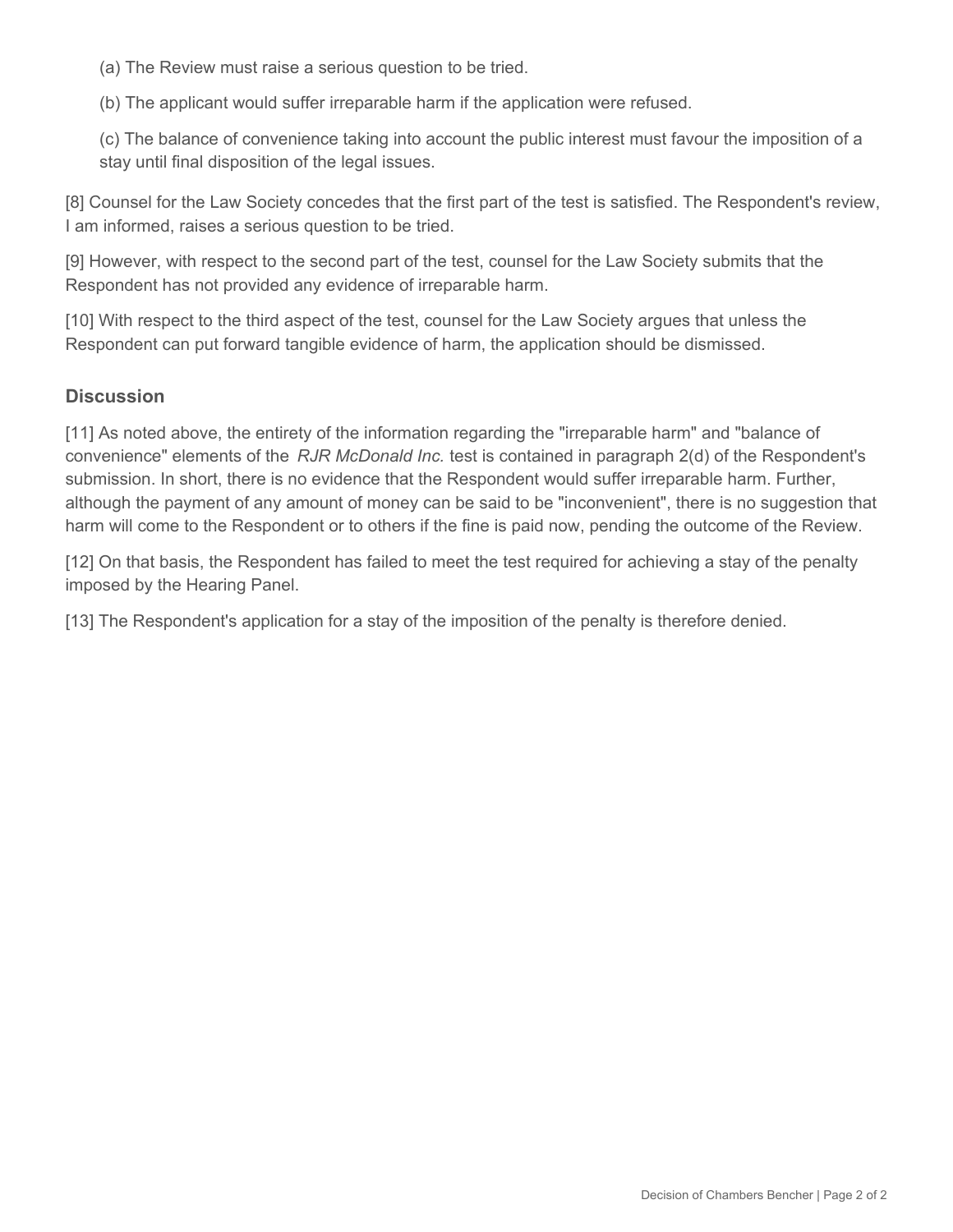(a) The Review must raise a serious question to be tried.

(b) The applicant would suffer irreparable harm if the application were refused.

(c) The balance of convenience taking into account the public interest must favour the imposition of a stay until final disposition of the legal issues.

[8] Counsel for the Law Society concedes that the first part of the test is satisfied. The Respondent's review, I am informed, raises a serious question to be tried.

[9] However, with respect to the second part of the test, counsel for the Law Society submits that the Respondent has not provided any evidence of irreparable harm.

[10] With respect to the third aspect of the test, counsel for the Law Society argues that unless the Respondent can put forward tangible evidence of harm, the application should be dismissed.

### Discussion

[11] As noted above, the entirety of the information regarding the "irreparable harm" and "balance of convenience" elements of the *RJR McDonald Inc.* test is contained in paragraph 2(d) of the Respondent's submission. In short, there is no evidence that the Respondent would suffer irreparable harm. Further, although the payment of any amount of money can be said to be "inconvenient", there is no suggestion that harm will come to the Respondent or to others if the fine is paid now, pending the outcome of the Review.

[12] On that basis, the Respondent has failed to meet the test required for achieving a stay of the penalty imposed by the Hearing Panel.

[13] The Respondent's application for a stay of the imposition of the penalty is therefore denied.